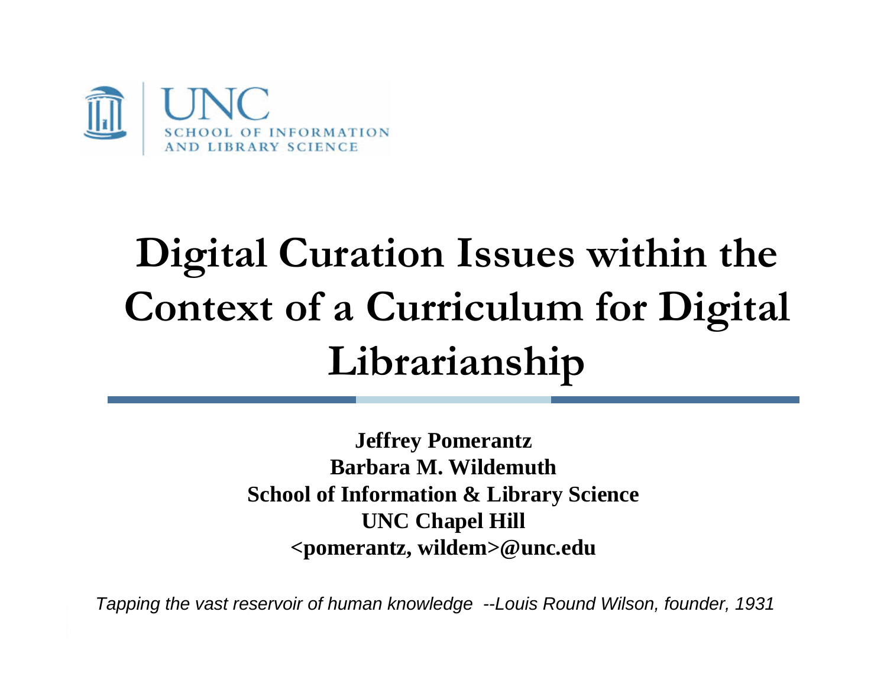UNC
SCHOOL OF INFORMATION AND LIBRARY SCIENCE

# Digital Curation Issues within the Context of a Curriculum for Digital Librarianship

**Jeffrey Pomerantz**
**Barbara M. Wildemuth**
**School of Information & Library Science**
**UNC Chapel Hill**
**<pomerantz, wildem>@unc.edu**

*Tapping the vast reservoir of human knowledge --Louis Round Wilson, founder, 1931*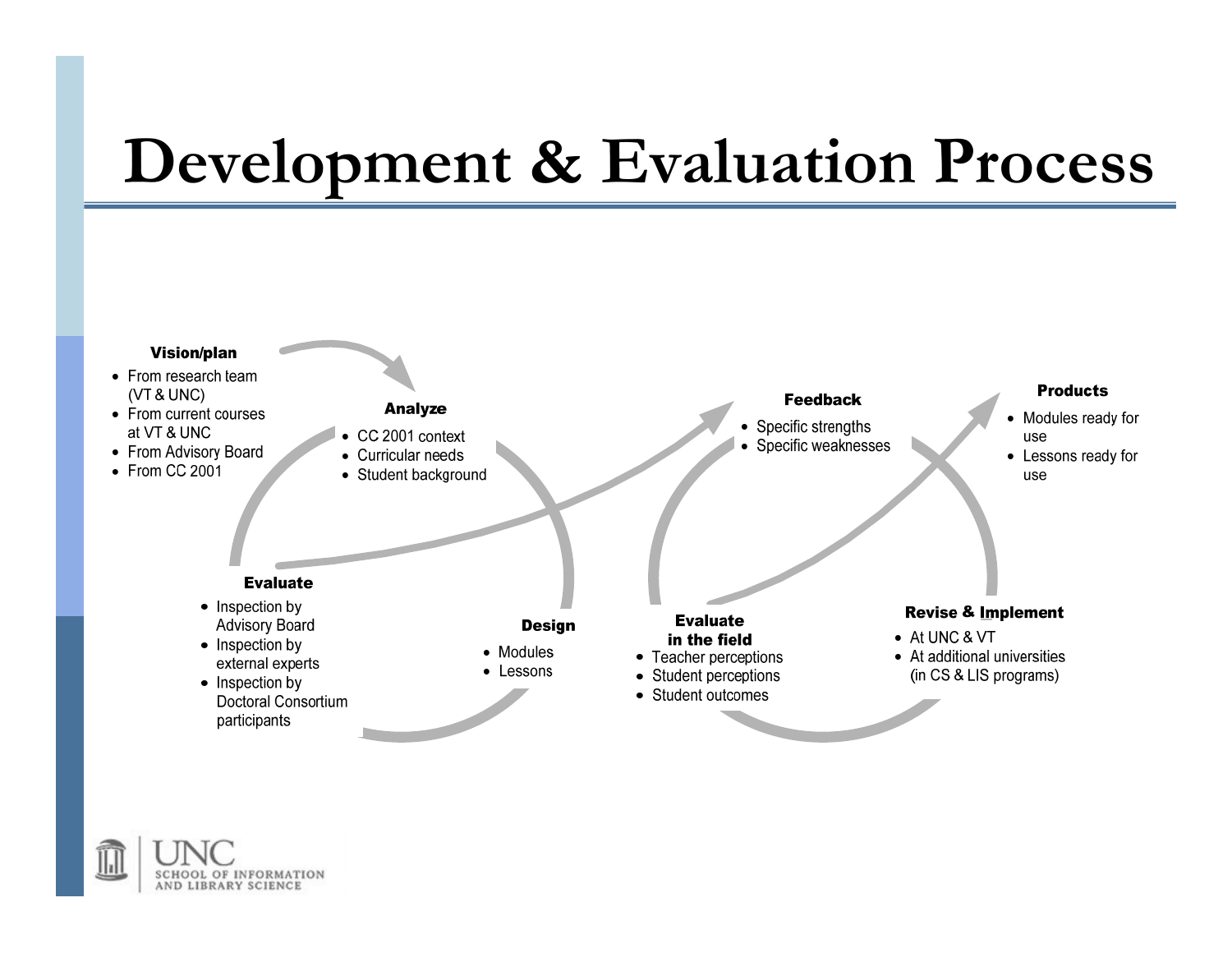# Development & Evaluation Process

**Vision/plan**

- From research team (VT & UNC)
- From current courses at VT & UNC
- From Advisory Board
- From CC 2001

**Analyze**

- CC 2001 context
- Curricular needs
- Student background

**Design**

- Modules
- Lessons

**Evaluate**

- Inspection by Advisory Board
- Inspection by external experts
- Inspection by Doctoral Consortium participants

**Feedback**

- Specific strengths
- Specific weaknesses

**Evaluate in the field**

- Teacher perceptions
- Student perceptions
- Student outcomes

**Revise & Implement**

- At UNC & VT
- At additional universities (in CS & LIS programs)

**Products**

- Modules ready for use
- Lessons ready for use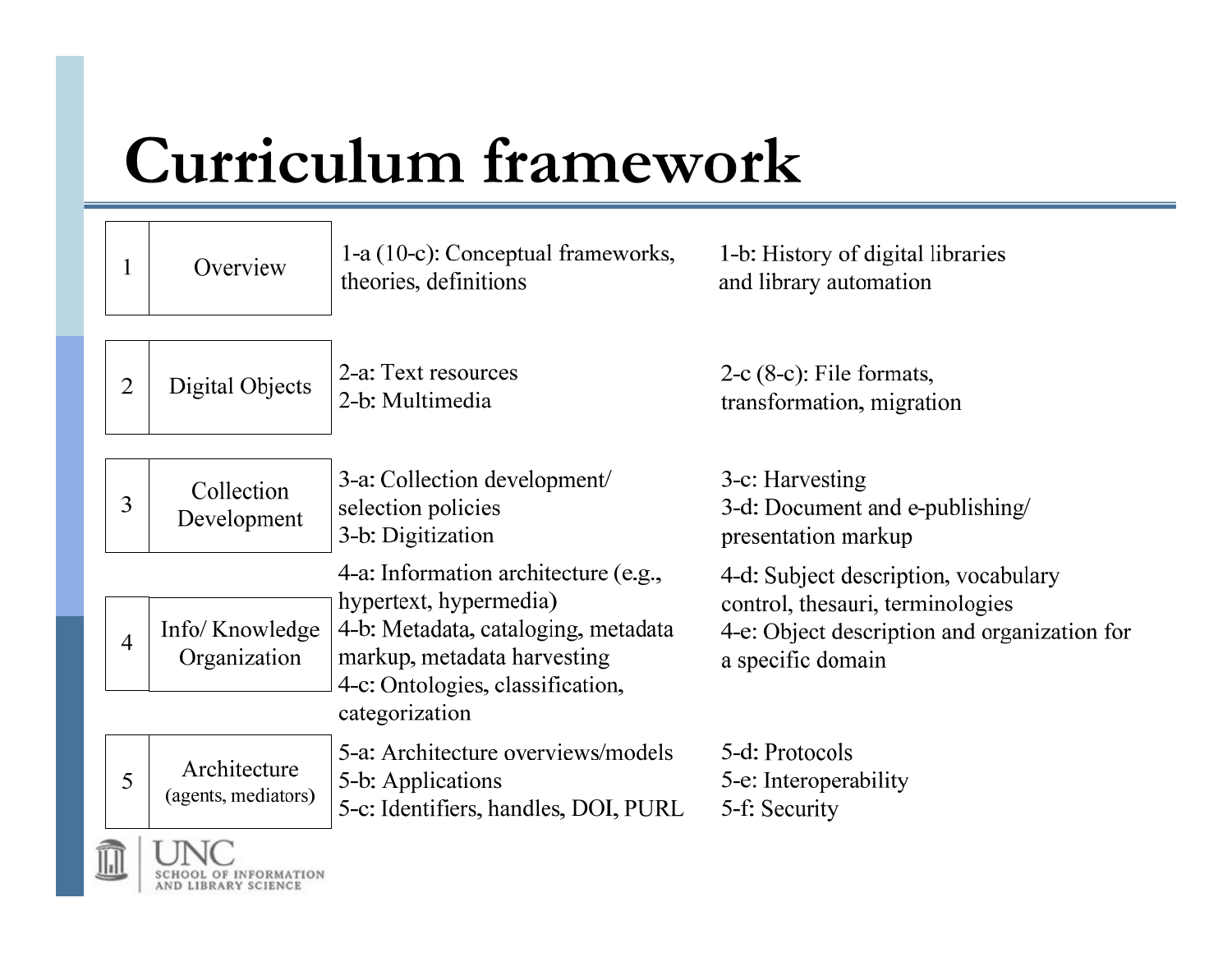# Curriculum framework

| # | Module | Topics | Topics |
|---|---|---|---|
| 1 | Overview | 1-a (10-c): Conceptual frameworks, theories, definitions | 1-b: History of digital libraries and library automation |
| 2 | Digital Objects | 2-a: Text resources<br>2-b: Multimedia | 2-c (8-c): File formats, transformation, migration |
| 3 | Collection Development | 3-a: Collection development/ selection policies<br>3-b: Digitization | 3-c: Harvesting<br>3-d: Document and e-publishing/ presentation markup |
| 4 | Info/ Knowledge Organization | 4-a: Information architecture (e.g., hypertext, hypermedia)<br>4-b: Metadata, cataloging, metadata markup, metadata harvesting<br>4-c: Ontologies, classification, categorization | 4-d: Subject description, vocabulary control, thesauri, terminologies<br>4-e: Object description and organization for a specific domain |
| 5 | Architecture (agents, mediators) | 5-a: Architecture overviews/models<br>5-b: Applications<br>5-c: Identifiers, handles, DOI, PURL | 5-d: Protocols<br>5-e: Interoperability<br>5-f: Security |

UNC SCHOOL OF INFORMATION AND LIBRARY SCIENCE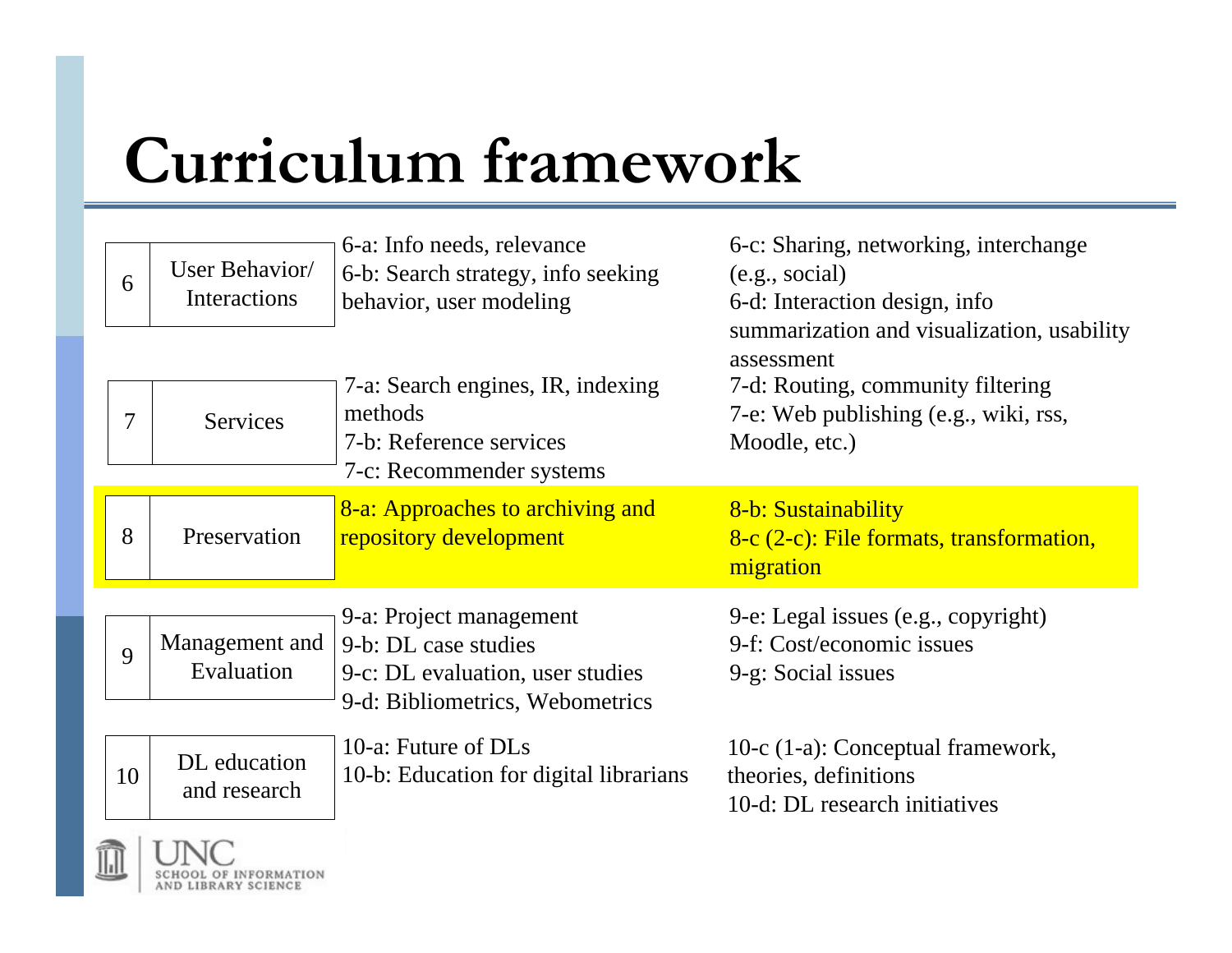# Curriculum framework

| | | | |
|---|---|---|---|
| 6 | User Behavior/ Interactions | 6-a: Info needs, relevance<br>6-b: Search strategy, info seeking behavior, user modeling | 6-c: Sharing, networking, interchange (e.g., social)<br>6-d: Interaction design, info summarization and visualization, usability assessment |
| 7 | Services | 7-a: Search engines, IR, indexing methods<br>7-b: Reference services<br>7-c: Recommender systems | 7-d: Routing, community filtering<br>7-e: Web publishing (e.g., wiki, rss, Moodle, etc.) |
| 8 | Preservation | 8-a: Approaches to archiving and repository development | 8-b: Sustainability<br>8-c (2-c): File formats, transformation, migration |
| 9 | Management and Evaluation | 9-a: Project management<br>9-b: DL case studies<br>9-c: DL evaluation, user studies<br>9-d: Bibliometrics, Webometrics | 9-e: Legal issues (e.g., copyright)<br>9-f: Cost/economic issues<br>9-g: Social issues |
| 10 | DL education and research | 10-a: Future of DLs<br>10-b: Education for digital librarians | 10-c (1-a): Conceptual framework, theories, definitions<br>10-d: DL research initiatives |

UNC SCHOOL OF INFORMATION AND LIBRARY SCIENCE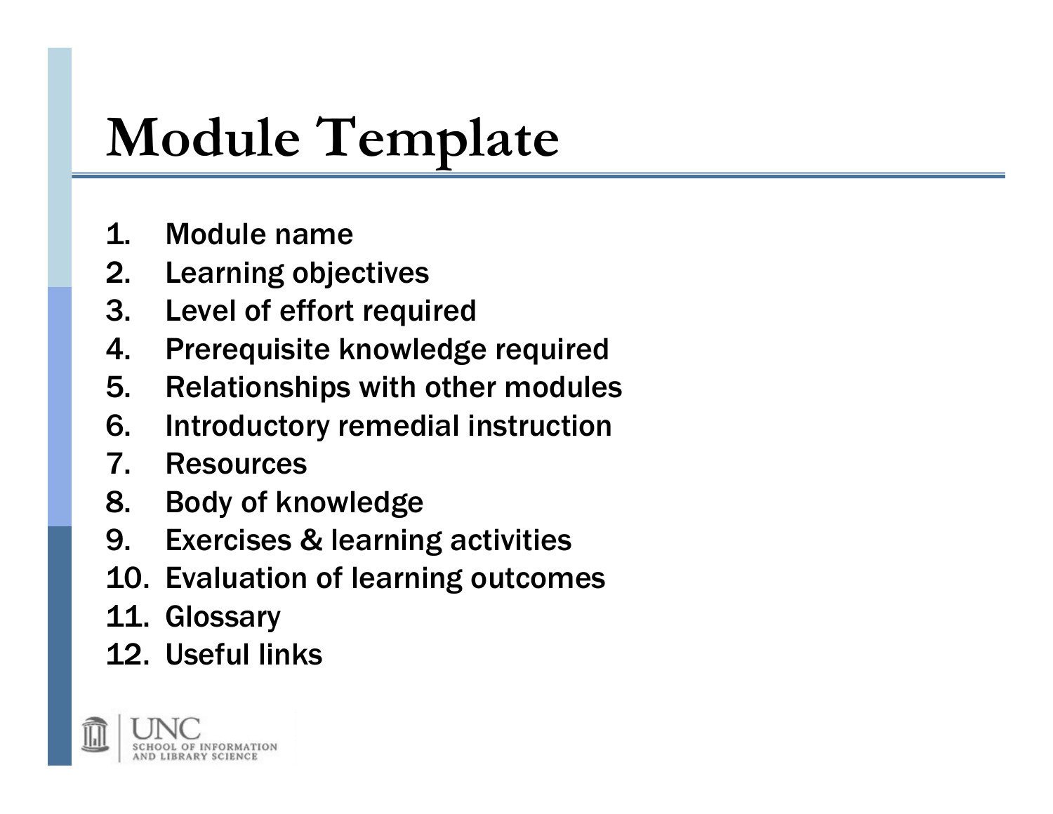# Module Template

1. Module name
2. Learning objectives
3. Level of effort required
4. Prerequisite knowledge required
5. Relationships with other modules
6. Introductory remedial instruction
7. Resources
8. Body of knowledge
9. Exercises & learning activities
10. Evaluation of learning outcomes
11. Glossary
12. Useful links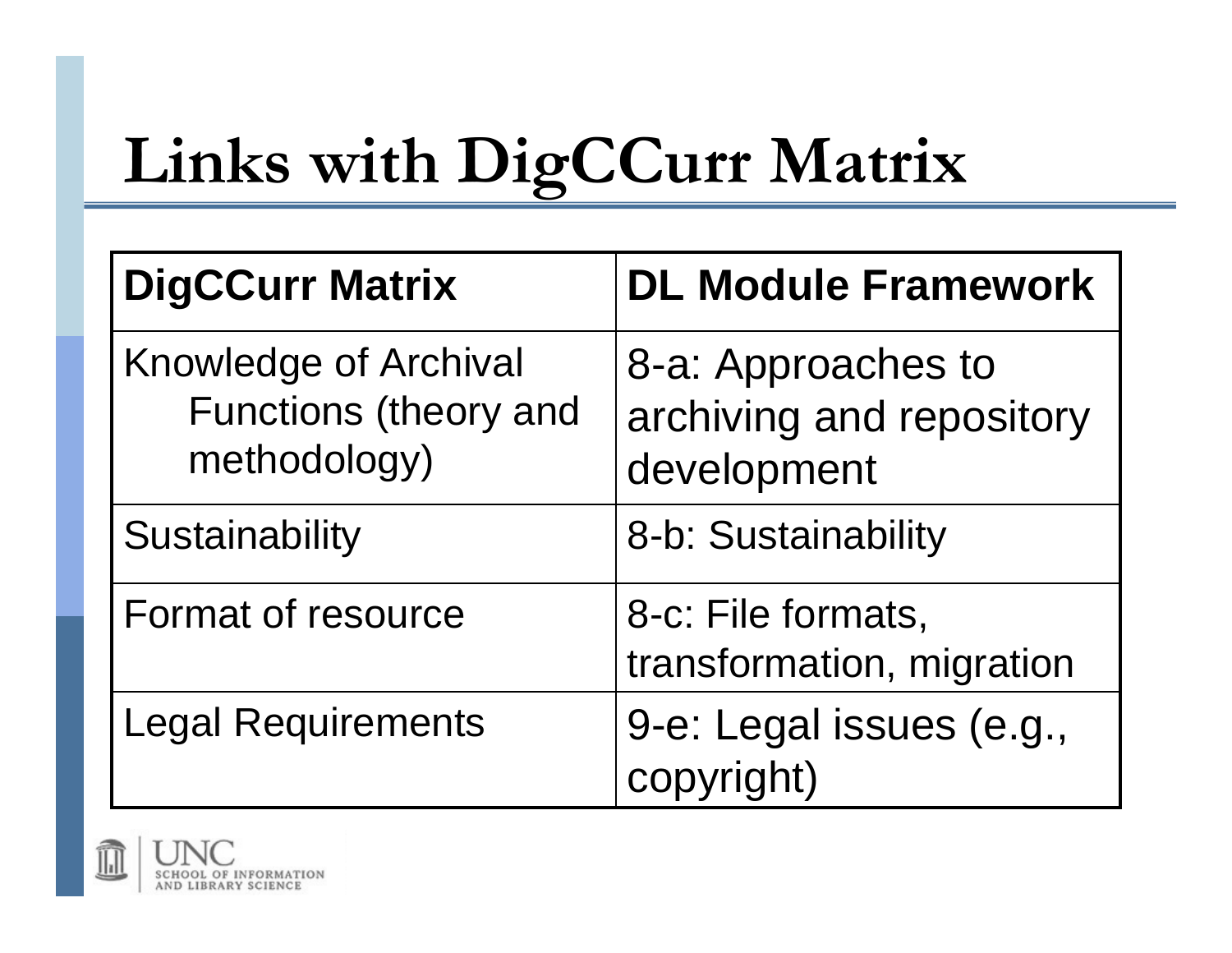# Links with DigCCurr Matrix

| DigCCurr Matrix | DL Module Framework |
|---|---|
| Knowledge of Archival Functions (theory and methodology) | 8-a: Approaches to archiving and repository development |
| Sustainability | 8-b: Sustainability |
| Format of resource | 8-c: File formats, transformation, migration |
| Legal Requirements | 9-e: Legal issues (e.g., copyright) |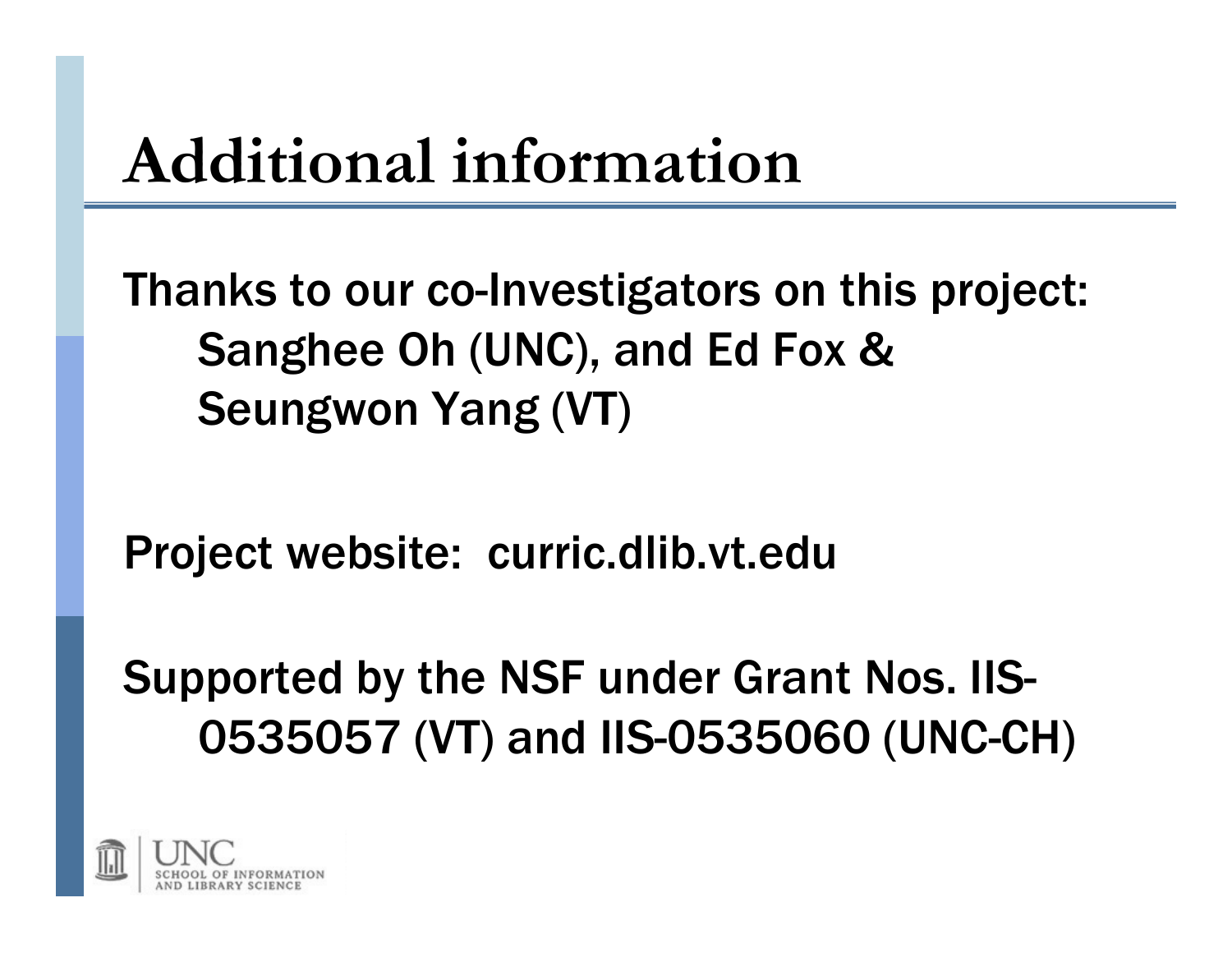# Additional information

Thanks to our co-Investigators on this project: Sanghee Oh (UNC), and Ed Fox & Seungwon Yang (VT)

Project website: curric.dlib.vt.edu

Supported by the NSF under Grant Nos. IIS-0535057 (VT) and IIS-0535060 (UNC-CH)

UNC SCHOOL OF INFORMATION AND LIBRARY SCIENCE